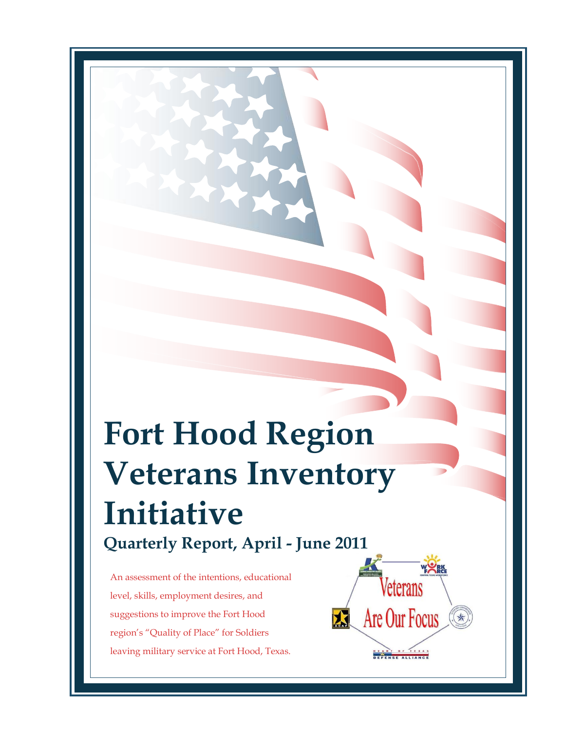# Fort Hood Region Veterans Inventory Initiative

## Quarterly Report, April - June 2011

An assessment of the intentions, educational level, skills, employment desires, and suggestions to improve the Fort Hood region's "Quality of Place" for Soldiers leaving military service at Fort Hood, Texas.

Veterans Are Our Focus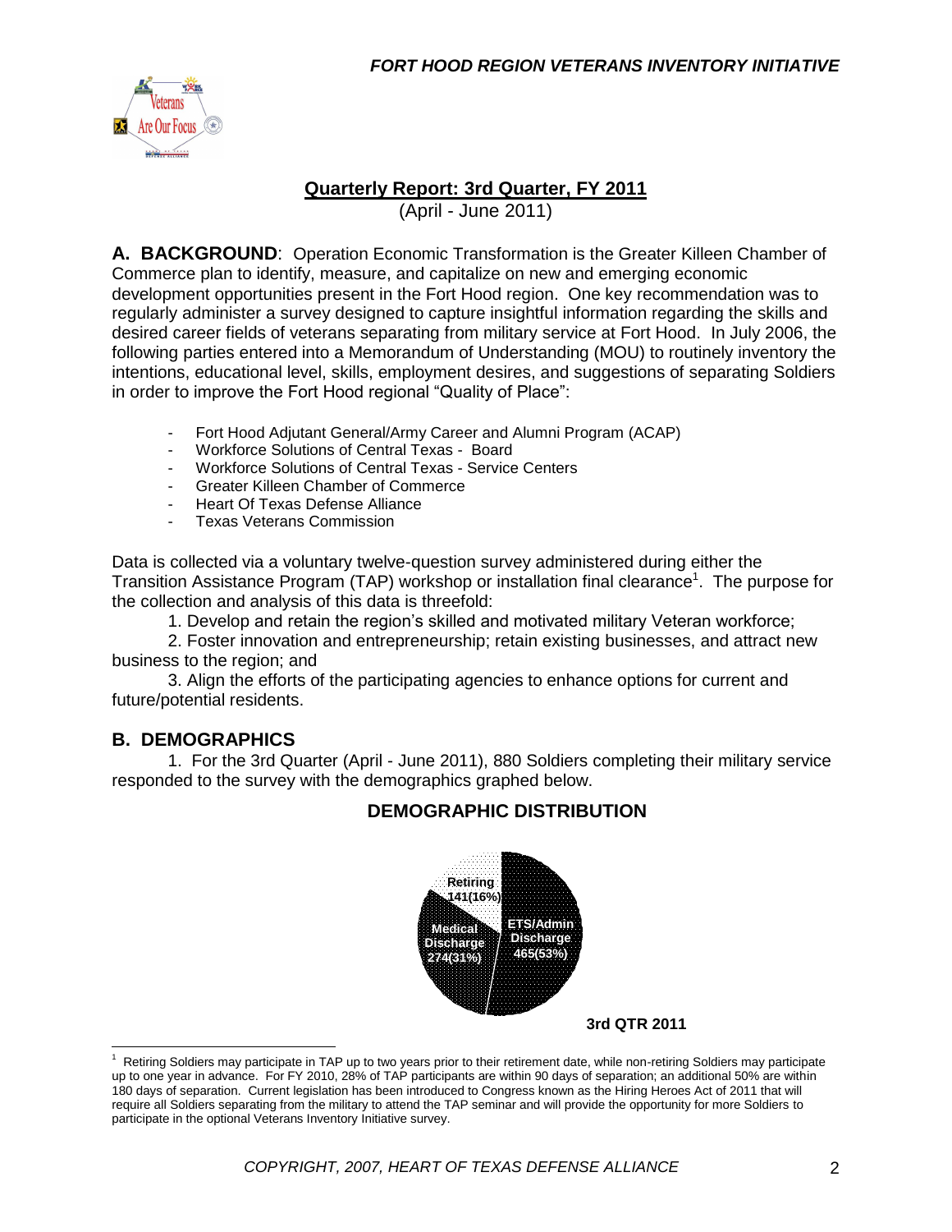## Quarterly Report: 3rd Quarter, FY 2011

(April - June 2011)

**A. BACKGROUND**: Operation Economic Transformation is the Greater Killeen Chamber of Commerce plan to identify, measure, and capitalize on new and emerging economic development opportunities present in the Fort Hood region. One key recommendation was to regularly administer a survey designed to capture insightful information regarding the skills and desired career fields of veterans separating from military service at Fort Hood. In July 2006, the following parties entered into a Memorandum of Understanding (MOU) to routinely inventory the intentions, educational level, skills, employment desires, and suggestions of separating Soldiers in order to improve the Fort Hood regional "Quality of Place":

- Fort Hood Adjutant General/Army Career and Alumni Program (ACAP)
- Workforce Solutions of Central Texas - Board
- Workforce Solutions of Central Texas - Service Centers
- Greater Killeen Chamber of Commerce
- Heart Of Texas Defense Alliance
- Texas Veterans Commission

Data is collected via a voluntary twelve-question survey administered during either the Transition Assistance Program (TAP) workshop or installation final clearance[1]. The purpose for the collection and analysis of this data is threefold:

1. Develop and retain the region's skilled and motivated military Veteran workforce;
2. Foster innovation and entrepreneurship; retain existing businesses, and attract new business to the region; and
3. Align the efforts of the participating agencies to enhance options for current and future/potential residents.

**B. DEMOGRAPHICS**

1. For the 3rd Quarter (April - June 2011), 880 Soldiers completing their military service responded to the survey with the demographics graphed below.

**DEMOGRAPHIC DISTRIBUTION**

| Category | Count (%) |
|---|---|
| ETS/Admin Discharge | 465(53%) |
| Medical Discharge | 274(31%) |
| Retiring | 141(16%) |

**3rd QTR 2011**

[1] Retiring Soldiers may participate in TAP up to two years prior to their retirement date, while non-retiring Soldiers may participate up to one year in advance. For FY 2010, 28% of TAP participants are within 90 days of separation; an additional 50% are within 180 days of separation. Current legislation has been introduced to Congress known as the Hiring Heroes Act of 2011 that will require all Soldiers separating from the military to attend the TAP seminar and will provide the opportunity for more Soldiers to participate in the optional Veterans Inventory Initiative survey.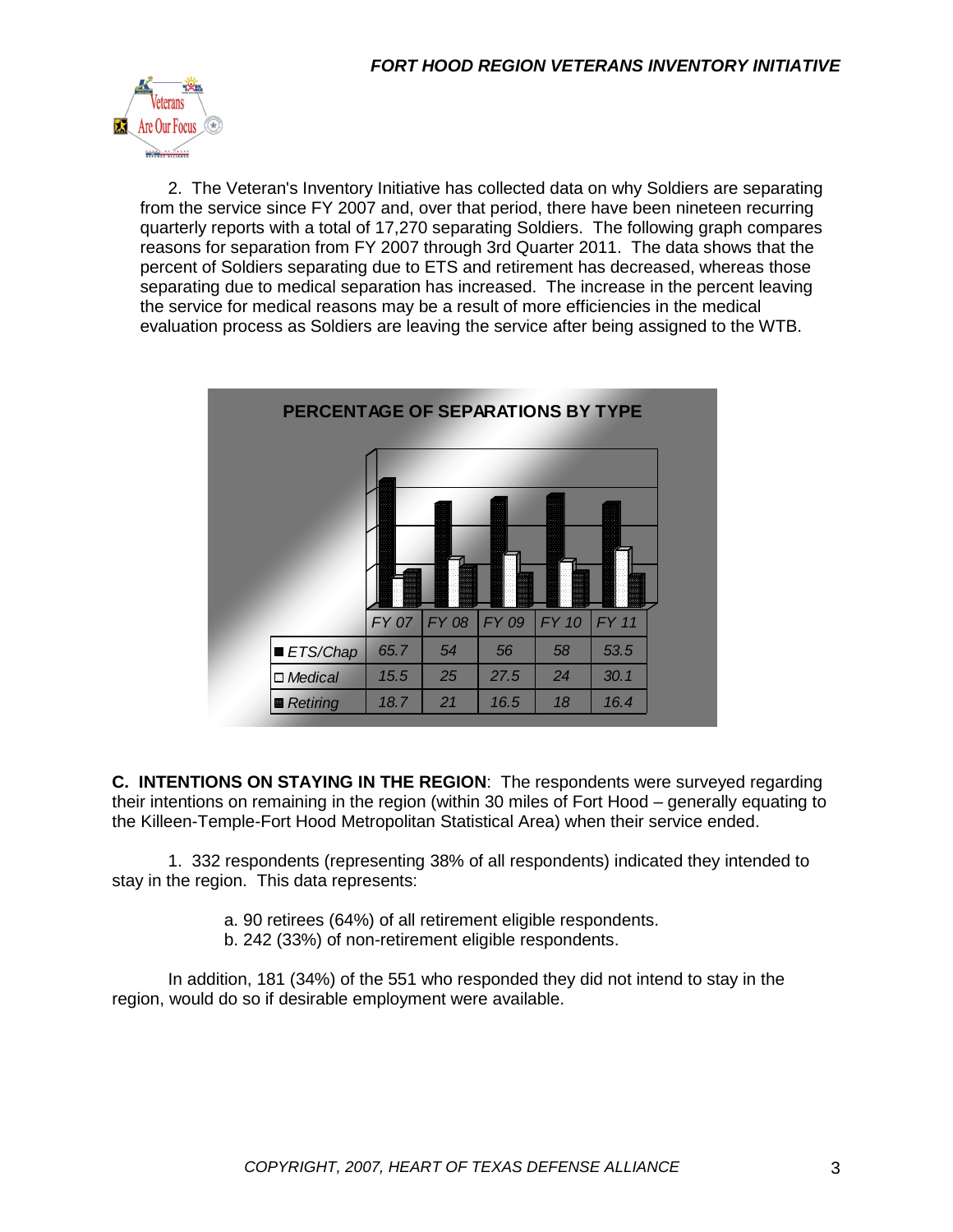2. The Veteran's Inventory Initiative has collected data on why Soldiers are separating from the service since FY 2007 and, over that period, there have been nineteen recurring quarterly reports with a total of 17,270 separating Soldiers. The following graph compares reasons for separation from FY 2007 through 3rd Quarter 2011. The data shows that the percent of Soldiers separating due to ETS and retirement has decreased, whereas those separating due to medical separation has increased. The increase in the percent leaving the service for medical reasons may be a result of more efficiencies in the medical evaluation process as Soldiers are leaving the service after being assigned to the WTB.

**PERCENTAGE OF SEPARATIONS BY TYPE**

| | FY 07 | FY 08 | FY 09 | FY 10 | FY 11 |
|---|---|---|---|---|---|
| ETS/Chap | 65.7 | 54 | 56 | 58 | 53.5 |
| Medical | 15.5 | 25 | 27.5 | 24 | 30.1 |
| Retiring | 18.7 | 21 | 16.5 | 18 | 16.4 |

**C. INTENTIONS ON STAYING IN THE REGION**: The respondents were surveyed regarding their intentions on remaining in the region (within 30 miles of Fort Hood – generally equating to the Killeen-Temple-Fort Hood Metropolitan Statistical Area) when their service ended.

1. 332 respondents (representing 38% of all respondents) indicated they intended to stay in the region. This data represents:

a. 90 retirees (64%) of all retirement eligible respondents.
b. 242 (33%) of non-retirement eligible respondents.

In addition, 181 (34%) of the 551 who responded they did not intend to stay in the region, would do so if desirable employment were available.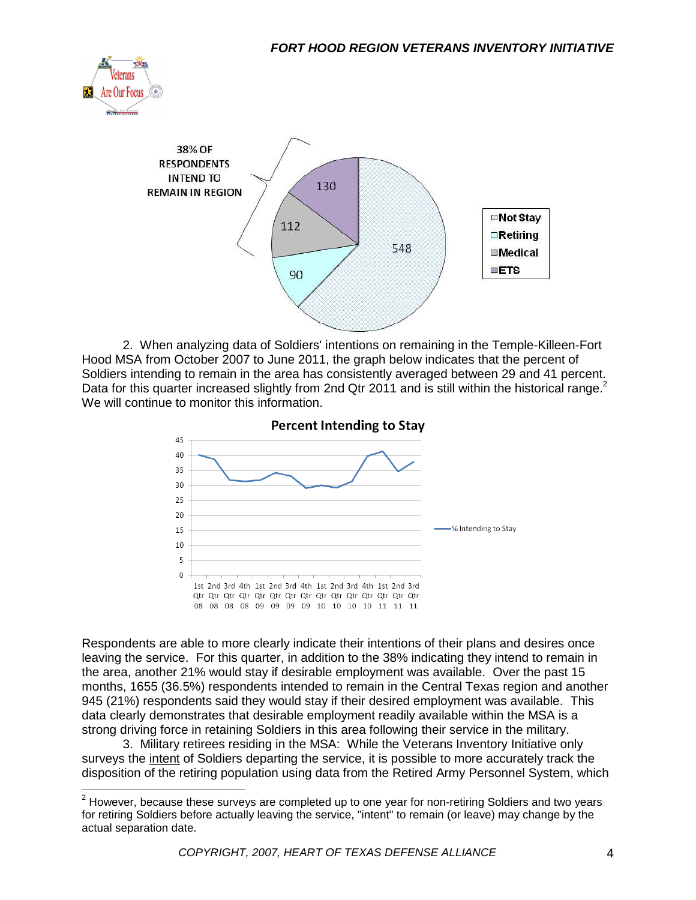38% OF RESPONDENTS INTEND TO REMAIN IN REGION

| | |
|---|---|
| Not Stay | 548 |
| Retiring | 90 |
| Medical | 112 |
| ETS | 130 |

2. When analyzing data of Soldiers' intentions on remaining in the Temple-Killeen-Fort Hood MSA from October 2007 to June 2011, the graph below indicates that the percent of Soldiers intending to remain in the area has consistently averaged between 29 and 41 percent. Data for this quarter increased slightly from 2nd Qtr 2011 and is still within the historical range.[2] We will continue to monitor this information.

**Percent Intending to Stay**

— % Intending to Stay

(Quarters: 1st Qtr 08 through 3rd Qtr 11; y-axis 0–45)

Respondents are able to more clearly indicate their intentions of their plans and desires once leaving the service. For this quarter, in addition to the 38% indicating they intend to remain in the area, another 21% would stay if desirable employment was available. Over the past 15 months, 1655 (36.5%) respondents intended to remain in the Central Texas region and another 945 (21%) respondents said they would stay if their desired employment was available. This data clearly demonstrates that desirable employment readily available within the MSA is a strong driving force in retaining Soldiers in this area following their service in the military.

3. Military retirees residing in the MSA: While the Veterans Inventory Initiative only surveys the <u>intent</u> of Soldiers departing the service, it is possible to more accurately track the disposition of the retiring population using data from the Retired Army Personnel System, which

---

[2] However, because these surveys are completed up to one year for non-retiring Soldiers and two years for retiring Soldiers before actually leaving the service, "intent" to remain (or leave) may change by the actual separation date.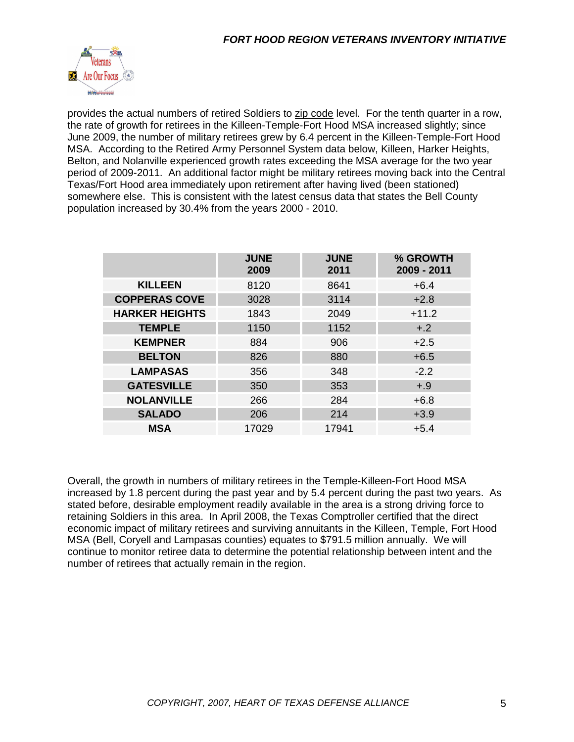provides the actual numbers of retired Soldiers to zip code level. For the tenth quarter in a row, the rate of growth for retirees in the Killeen-Temple-Fort Hood MSA increased slightly; since June 2009, the number of military retirees grew by 6.4 percent in the Killeen-Temple-Fort Hood MSA. According to the Retired Army Personnel System data below, Killeen, Harker Heights, Belton, and Nolanville experienced growth rates exceeding the MSA average for the two year period of 2009-2011. An additional factor might be military retirees moving back into the Central Texas/Fort Hood area immediately upon retirement after having lived (been stationed) somewhere else. This is consistent with the latest census data that states the Bell County population increased by 30.4% from the years 2000 - 2010.

| | JUNE 2009 | JUNE 2011 | % GROWTH 2009 - 2011 |
|---|---|---|---|
| **KILLEEN** | 8120 | 8641 | +6.4 |
| **COPPERAS COVE** | 3028 | 3114 | +2.8 |
| **HARKER HEIGHTS** | 1843 | 2049 | +11.2 |
| **TEMPLE** | 1150 | 1152 | +.2 |
| **KEMPNER** | 884 | 906 | +2.5 |
| **BELTON** | 826 | 880 | +6.5 |
| **LAMPASAS** | 356 | 348 | -2.2 |
| **GATESVILLE** | 350 | 353 | +.9 |
| **NOLANVILLE** | 266 | 284 | +6.8 |
| **SALADO** | 206 | 214 | +3.9 |
| **MSA** | 17029 | 17941 | +5.4 |

Overall, the growth in numbers of military retirees in the Temple-Killeen-Fort Hood MSA increased by 1.8 percent during the past year and by 5.4 percent during the past two years. As stated before, desirable employment readily available in the area is a strong driving force to retaining Soldiers in this area. In April 2008, the Texas Comptroller certified that the direct economic impact of military retirees and surviving annuitants in the Killeen, Temple, Fort Hood MSA (Bell, Coryell and Lampasas counties) equates to $791.5 million annually. We will continue to monitor retiree data to determine the potential relationship between intent and the number of retirees that actually remain in the region.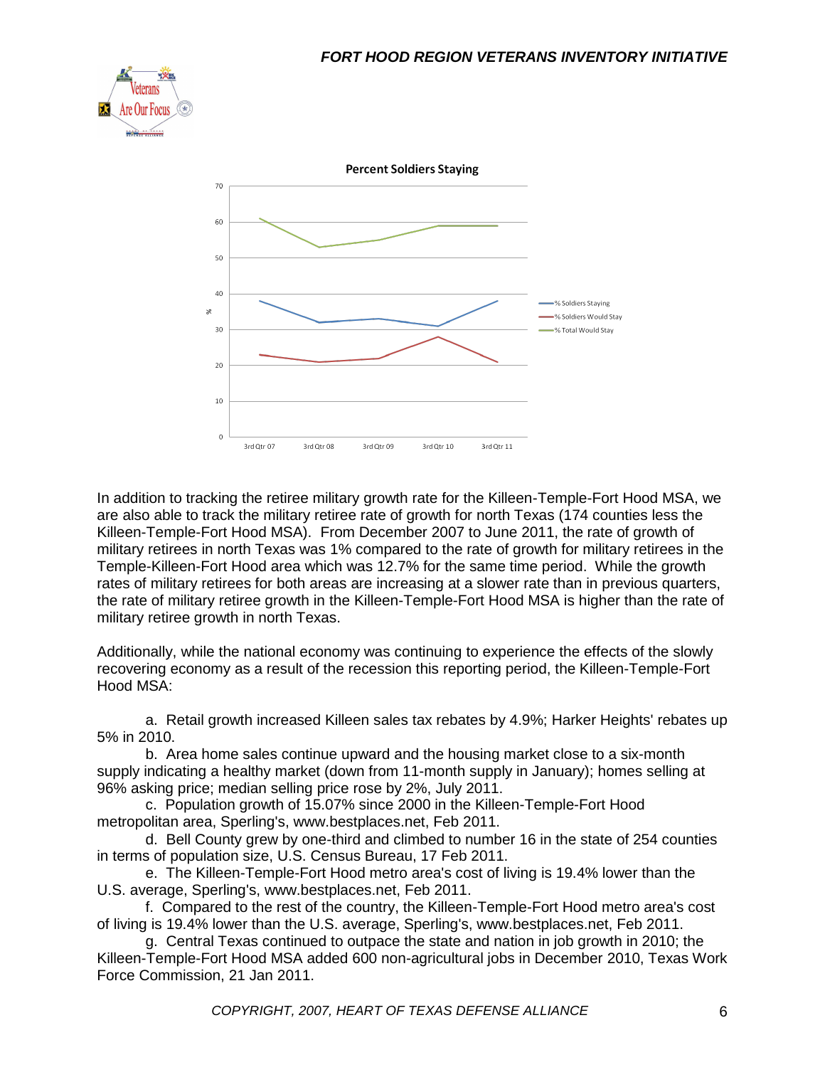Percent Soldiers Staying

In addition to tracking the retiree military growth rate for the Killeen-Temple-Fort Hood MSA, we are also able to track the military retiree rate of growth for north Texas (174 counties less the Killeen-Temple-Fort Hood MSA). From December 2007 to June 2011, the rate of growth of military retirees in north Texas was 1% compared to the rate of growth for military retirees in the Temple-Killeen-Fort Hood area which was 12.7% for the same time period. While the growth rates of military retirees for both areas are increasing at a slower rate than in previous quarters, the rate of military retiree growth in the Killeen-Temple-Fort Hood MSA is higher than the rate of military retiree growth in north Texas.

Additionally, while the national economy was continuing to experience the effects of the slowly recovering economy as a result of the recession this reporting period, the Killeen-Temple-Fort Hood MSA:

a. Retail growth increased Killeen sales tax rebates by 4.9%; Harker Heights' rebates up 5% in 2010.

b. Area home sales continue upward and the housing market close to a six-month supply indicating a healthy market (down from 11-month supply in January); homes selling at 96% asking price; median selling price rose by 2%, July 2011.

c. Population growth of 15.07% since 2000 in the Killeen-Temple-Fort Hood metropolitan area, Sperling's, www.bestplaces.net, Feb 2011.

d. Bell County grew by one-third and climbed to number 16 in the state of 254 counties in terms of population size, U.S. Census Bureau, 17 Feb 2011.

e. The Killeen-Temple-Fort Hood metro area's cost of living is 19.4% lower than the U.S. average, Sperling's, www.bestplaces.net, Feb 2011.

f. Compared to the rest of the country, the Killeen-Temple-Fort Hood metro area's cost of living is 19.4% lower than the U.S. average, Sperling's, www.bestplaces.net, Feb 2011.

g. Central Texas continued to outpace the state and nation in job growth in 2010; the Killeen-Temple-Fort Hood MSA added 600 non-agricultural jobs in December 2010, Texas Work Force Commission, 21 Jan 2011.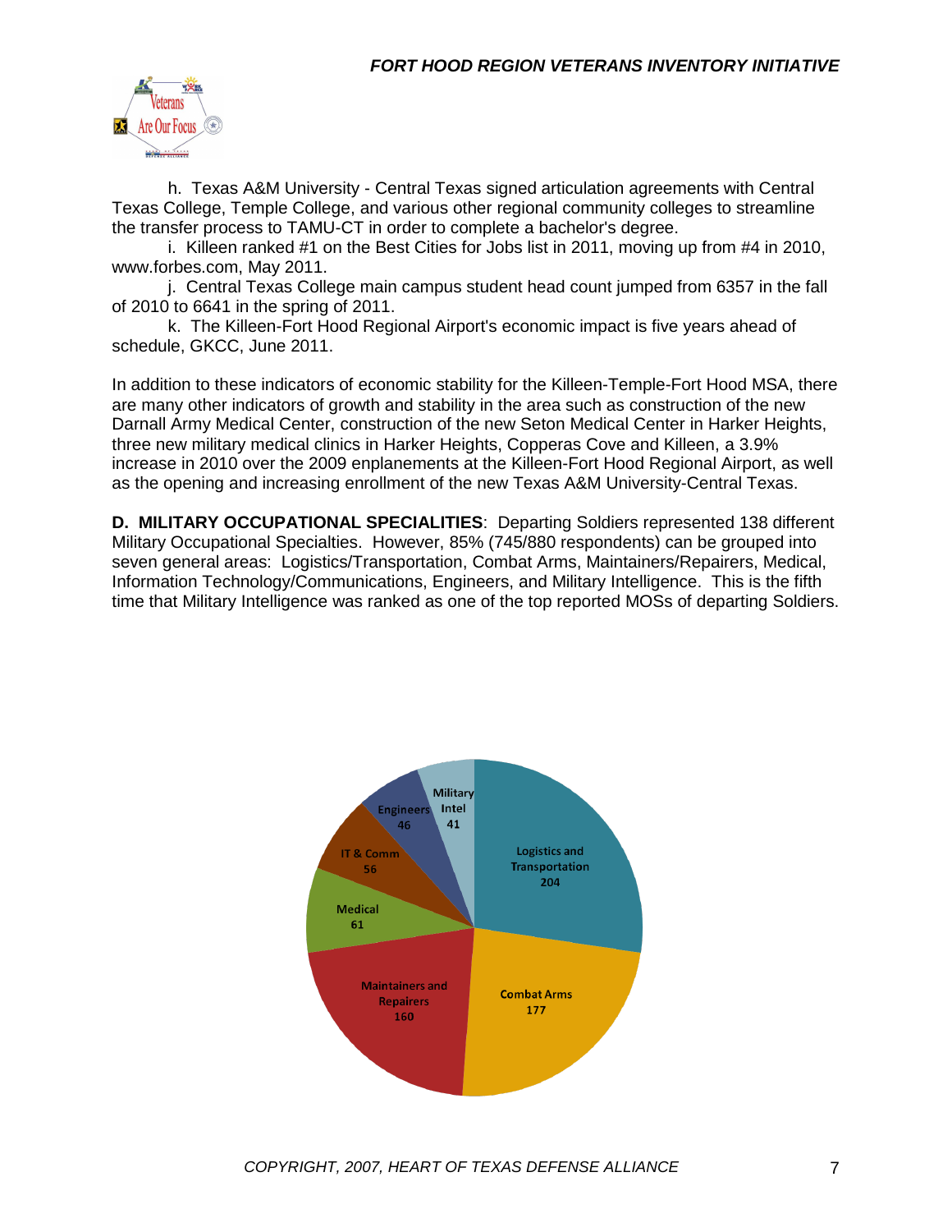h. Texas A&M University - Central Texas signed articulation agreements with Central Texas College, Temple College, and various other regional community colleges to streamline the transfer process to TAMU-CT in order to complete a bachelor's degree.

i. Killeen ranked #1 on the Best Cities for Jobs list in 2011, moving up from #4 in 2010, www.forbes.com, May 2011.

j. Central Texas College main campus student head count jumped from 6357 in the fall of 2010 to 6641 in the spring of 2011.

k. The Killeen-Fort Hood Regional Airport's economic impact is five years ahead of schedule, GKCC, June 2011.

In addition to these indicators of economic stability for the Killeen-Temple-Fort Hood MSA, there are many other indicators of growth and stability in the area such as construction of the new Darnall Army Medical Center, construction of the new Seton Medical Center in Harker Heights, three new military medical clinics in Harker Heights, Copperas Cove and Killeen, a 3.9% increase in 2010 over the 2009 enplanements at the Killeen-Fort Hood Regional Airport, as well as the opening and increasing enrollment of the new Texas A&M University-Central Texas.

**D. MILITARY OCCUPATIONAL SPECIALITIES**: Departing Soldiers represented 138 different Military Occupational Specialties. However, 85% (745/880 respondents) can be grouped into seven general areas: Logistics/Transportation, Combat Arms, Maintainers/Repairers, Medical, Information Technology/Communications, Engineers, and Military Intelligence. This is the fifth time that Military Intelligence was ranked as one of the top reported MOSs of departing Soldiers.

| Category | Count |
|---|---|
| Logistics and Transportation | 204 |
| Combat Arms | 177 |
| Maintainers and Repairers | 160 |
| Medical | 61 |
| IT & Comm | 56 |
| Engineers | 46 |
| Military Intel | 41 |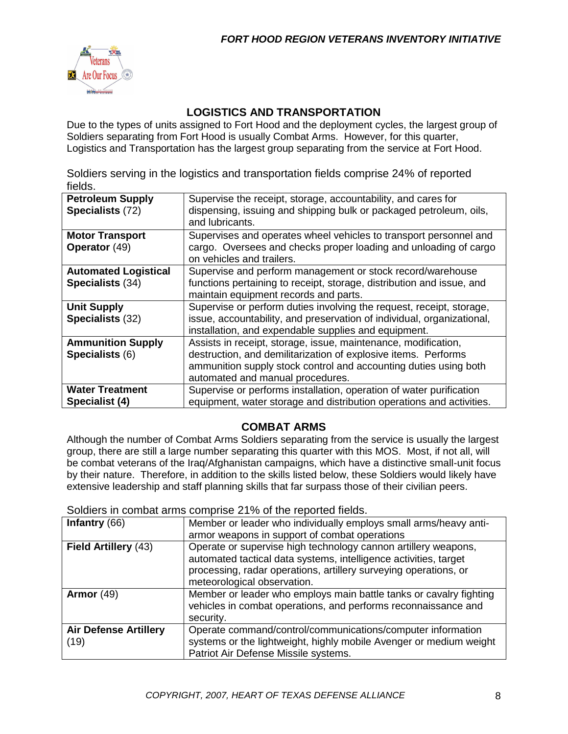## LOGISTICS AND TRANSPORTATION

Due to the types of units assigned to Fort Hood and the deployment cycles, the largest group of Soldiers separating from Fort Hood is usually Combat Arms. However, for this quarter, Logistics and Transportation has the largest group separating from the service at Fort Hood.

Soldiers serving in the logistics and transportation fields comprise 24% of reported fields.

| | |
|---|---|
| **Petroleum Supply Specialists** (72) | Supervise the receipt, storage, accountability, and cares for dispensing, issuing and shipping bulk or packaged petroleum, oils, and lubricants. |
| **Motor Transport Operator** (49) | Supervises and operates wheel vehicles to transport personnel and cargo. Oversees and checks proper loading and unloading of cargo on vehicles and trailers. |
| **Automated Logistical Specialists** (34) | Supervise and perform management or stock record/warehouse functions pertaining to receipt, storage, distribution and issue, and maintain equipment records and parts. |
| **Unit Supply Specialists** (32) | Supervise or perform duties involving the request, receipt, storage, issue, accountability, and preservation of individual, organizational, installation, and expendable supplies and equipment. |
| **Ammunition Supply Specialists** (6) | Assists in receipt, storage, issue, maintenance, modification, destruction, and demilitarization of explosive items. Performs ammunition supply stock control and accounting duties using both automated and manual procedures. |
| **Water Treatment Specialist (4)** | Supervise or performs installation, operation of water purification equipment, water storage and distribution operations and activities. |

## COMBAT ARMS

Although the number of Combat Arms Soldiers separating from the service is usually the largest group, there are still a large number separating this quarter with this MOS. Most, if not all, will be combat veterans of the Iraq/Afghanistan campaigns, which have a distinctive small-unit focus by their nature. Therefore, in addition to the skills listed below, these Soldiers would likely have extensive leadership and staff planning skills that far surpass those of their civilian peers.

Soldiers in combat arms comprise 21% of the reported fields.

| | |
|---|---|
| **Infantry** (66) | Member or leader who individually employs small arms/heavy anti-armor weapons in support of combat operations |
| **Field Artillery** (43) | Operate or supervise high technology cannon artillery weapons, automated tactical data systems, intelligence activities, target processing, radar operations, artillery surveying operations, or meteorological observation. |
| **Armor** (49) | Member or leader who employs main battle tanks or cavalry fighting vehicles in combat operations, and performs reconnaissance and security. |
| **Air Defense Artillery** (19) | Operate command/control/communications/computer information systems or the lightweight, highly mobile Avenger or medium weight Patriot Air Defense Missile systems. |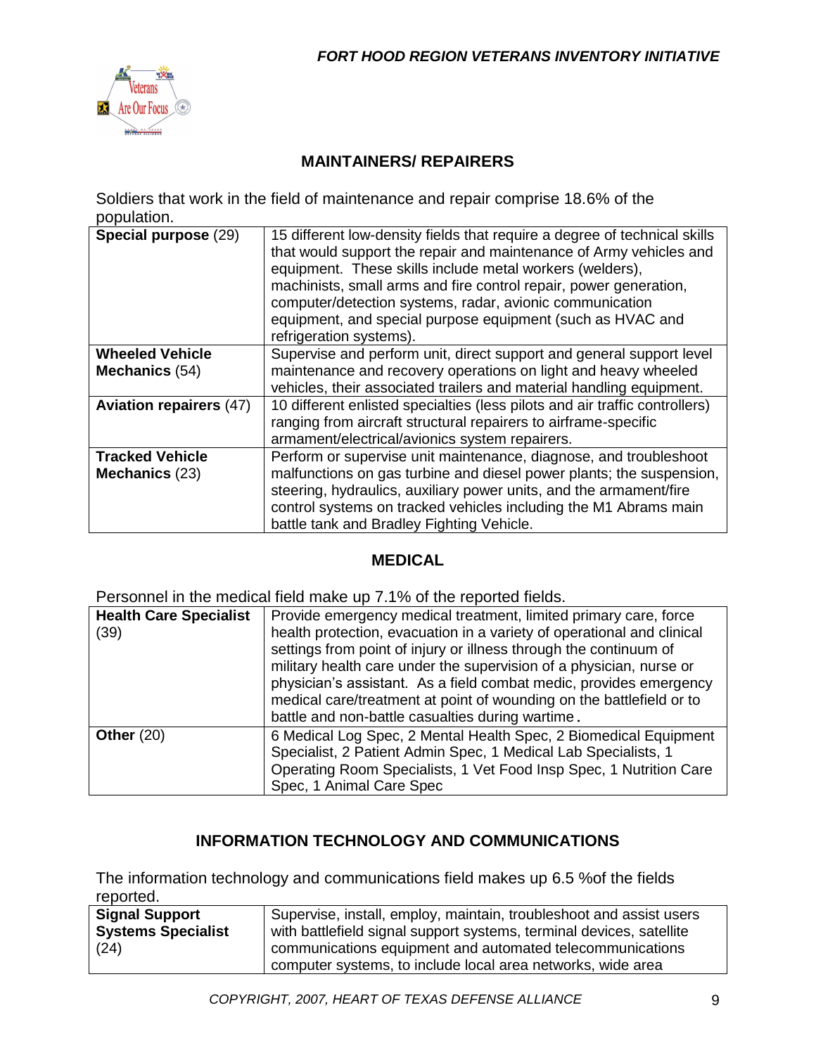## MAINTAINERS/ REPAIRERS

Soldiers that work in the field of maintenance and repair comprise 18.6% of the population.

| | |
|---|---|
| **Special purpose** (29) | 15 different low-density fields that require a degree of technical skills that would support the repair and maintenance of Army vehicles and equipment. These skills include metal workers (welders), machinists, small arms and fire control repair, power generation, computer/detection systems, radar, avionic communication equipment, and special purpose equipment (such as HVAC and refrigeration systems). |
| **Wheeled Vehicle Mechanics** (54) | Supervise and perform unit, direct support and general support level maintenance and recovery operations on light and heavy wheeled vehicles, their associated trailers and material handling equipment. |
| **Aviation repairers** (47) | 10 different enlisted specialties (less pilots and air traffic controllers) ranging from aircraft structural repairers to airframe-specific armament/electrical/avionics system repairers. |
| **Tracked Vehicle Mechanics** (23) | Perform or supervise unit maintenance, diagnose, and troubleshoot malfunctions on gas turbine and diesel power plants; the suspension, steering, hydraulics, auxiliary power units, and the armament/fire control systems on tracked vehicles including the M1 Abrams main battle tank and Bradley Fighting Vehicle. |

## MEDICAL

Personnel in the medical field make up 7.1% of the reported fields.

| | |
|---|---|
| **Health Care Specialist** (39) | Provide emergency medical treatment, limited primary care, force health protection, evacuation in a variety of operational and clinical settings from point of injury or illness through the continuum of military health care under the supervision of a physician, nurse or physician's assistant. As a field combat medic, provides emergency medical care/treatment at point of wounding on the battlefield or to battle and non-battle casualties during wartime. |
| **Other** (20) | 6 Medical Log Spec, 2 Mental Health Spec, 2 Biomedical Equipment Specialist, 2 Patient Admin Spec, 1 Medical Lab Specialists, 1 Operating Room Specialists, 1 Vet Food Insp Spec, 1 Nutrition Care Spec, 1 Animal Care Spec |

## INFORMATION TECHNOLOGY AND COMMUNICATIONS

The information technology and communications field makes up 6.5 %of the fields reported.

| | |
|---|---|
| **Signal Support Systems Specialist** (24) | Supervise, install, employ, maintain, troubleshoot and assist users with battlefield signal support systems, terminal devices, satellite communications equipment and automated telecommunications computer systems, to include local area networks, wide area |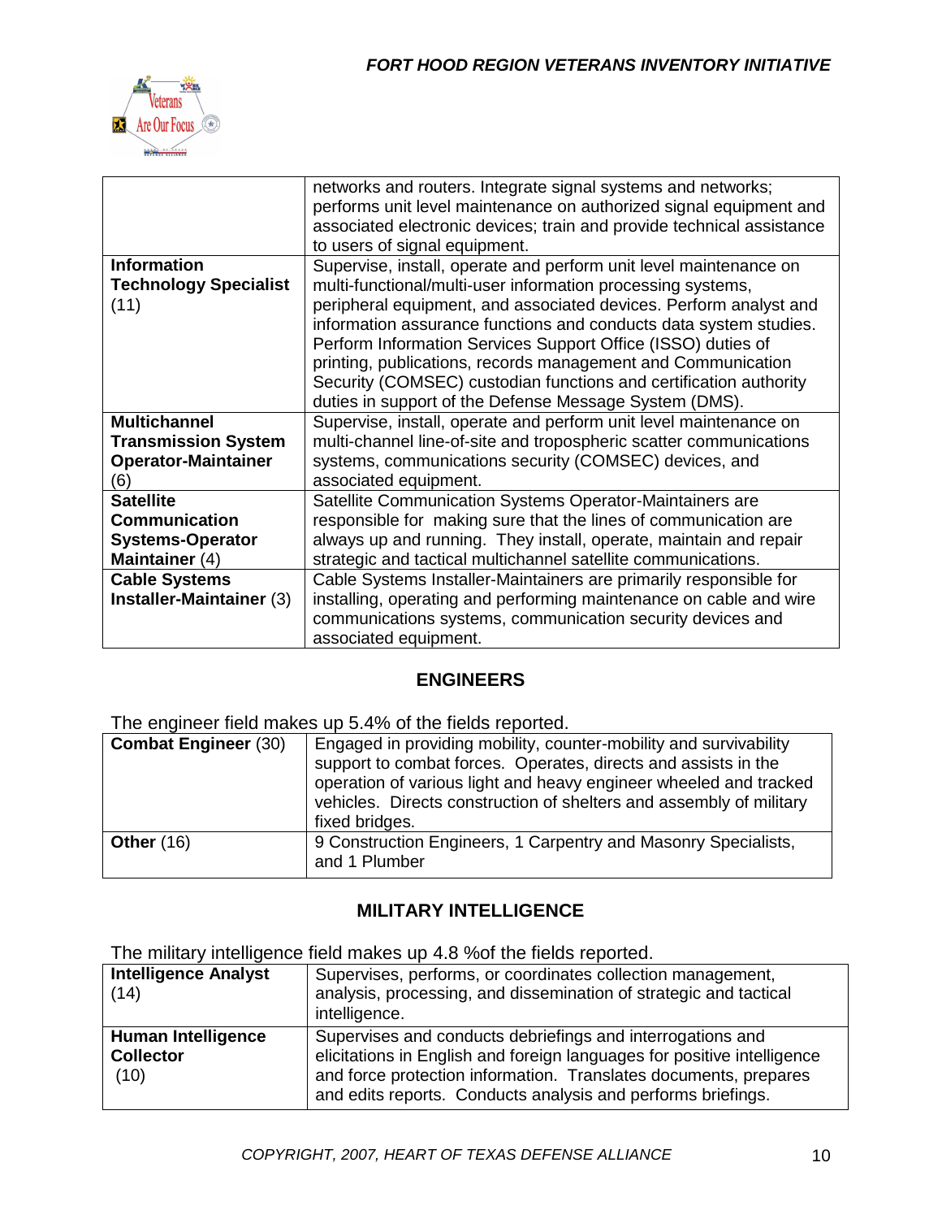| | |
|---|---|
| | networks and routers. Integrate signal systems and networks; performs unit level maintenance on authorized signal equipment and associated electronic devices; train and provide technical assistance to users of signal equipment. |
| **Information Technology Specialist** (11) | Supervise, install, operate and perform unit level maintenance on multi-functional/multi-user information processing systems, peripheral equipment, and associated devices. Perform analyst and information assurance functions and conducts data system studies. Perform Information Services Support Office (ISSO) duties of printing, publications, records management and Communication Security (COMSEC) custodian functions and certification authority duties in support of the Defense Message System (DMS). |
| **Multichannel Transmission System Operator-Maintainer** (6) | Supervise, install, operate and perform unit level maintenance on multi-channel line-of-site and tropospheric scatter communications systems, communications security (COMSEC) devices, and associated equipment. |
| **Satellite Communication Systems-Operator Maintainer** (4) | Satellite Communication Systems Operator-Maintainers are responsible for making sure that the lines of communication are always up and running. They install, operate, maintain and repair strategic and tactical multichannel satellite communications. |
| **Cable Systems Installer-Maintainer** (3) | Cable Systems Installer-Maintainers are primarily responsible for installing, operating and performing maintenance on cable and wire communications systems, communication security devices and associated equipment. |

## ENGINEERS

The engineer field makes up 5.4% of the fields reported.

| | |
|---|---|
| **Combat Engineer** (30) | Engaged in providing mobility, counter-mobility and survivability support to combat forces. Operates, directs and assists in the operation of various light and heavy engineer wheeled and tracked vehicles. Directs construction of shelters and assembly of military fixed bridges. |
| **Other** (16) | 9 Construction Engineers, 1 Carpentry and Masonry Specialists, and 1 Plumber |

## MILITARY INTELLIGENCE

The military intelligence field makes up 4.8 %of the fields reported.

| | |
|---|---|
| **Intelligence Analyst** (14) | Supervises, performs, or coordinates collection management, analysis, processing, and dissemination of strategic and tactical intelligence. |
| **Human Intelligence Collector** (10) | Supervises and conducts debriefings and interrogations and elicitations in English and foreign languages for positive intelligence and force protection information. Translates documents, prepares and edits reports. Conducts analysis and performs briefings. |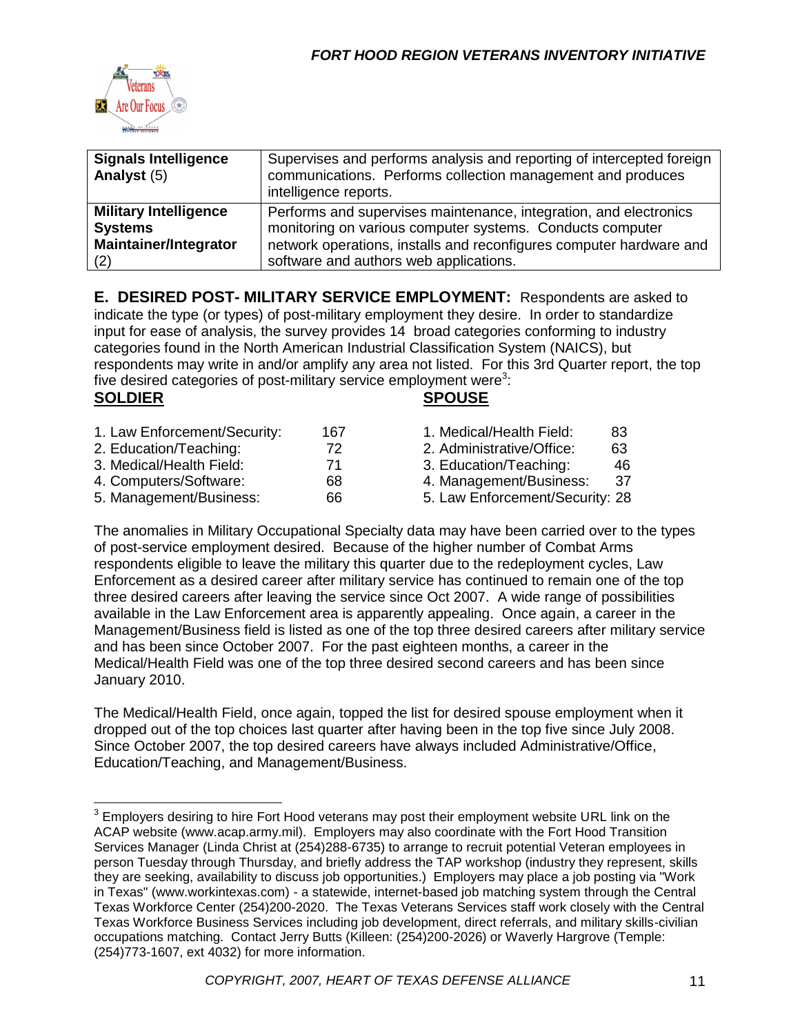| | |
|---|---|
| **Signals Intelligence Analyst** (5) | Supervises and performs analysis and reporting of intercepted foreign communications. Performs collection management and produces intelligence reports. |
| **Military Intelligence Systems Maintainer/Integrator** (2) | Performs and supervises maintenance, integration, and electronics monitoring on various computer systems. Conducts computer network operations, installs and reconfigures computer hardware and software and authors web applications. |

**E. DESIRED POST- MILITARY SERVICE EMPLOYMENT:** Respondents are asked to indicate the type (or types) of post-military employment they desire. In order to standardize input for ease of analysis, the survey provides 14 broad categories conforming to industry categories found in the North American Industrial Classification System (NAICS), but respondents may write in and/or amplify any area not listed. For this 3rd Quarter report, the top five desired categories of post-military service employment were[3]:

**SOLDIER**

1. Law Enforcement/Security: 167
2. Education/Teaching: 72
3. Medical/Health Field: 71
4. Computers/Software: 68
5. Management/Business: 66

**SPOUSE**

1. Medical/Health Field: 83
2. Administrative/Office: 63
3. Education/Teaching: 46
4. Management/Business: 37
5. Law Enforcement/Security: 28

The anomalies in Military Occupational Specialty data may have been carried over to the types of post-service employment desired. Because of the higher number of Combat Arms respondents eligible to leave the military this quarter due to the redeployment cycles, Law Enforcement as a desired career after military service has continued to remain one of the top three desired careers after leaving the service since Oct 2007. A wide range of possibilities available in the Law Enforcement area is apparently appealing. Once again, a career in the Management/Business field is listed as one of the top three desired careers after military service and has been since October 2007. For the past eighteen months, a career in the Medical/Health Field was one of the top three desired second careers and has been since January 2010.

The Medical/Health Field, once again, topped the list for desired spouse employment when it dropped out of the top choices last quarter after having been in the top five since July 2008. Since October 2007, the top desired careers have always included Administrative/Office, Education/Teaching, and Management/Business.

[3] Employers desiring to hire Fort Hood veterans may post their employment website URL link on the ACAP website (www.acap.army.mil). Employers may also coordinate with the Fort Hood Transition Services Manager (Linda Christ at (254)288-6735) to arrange to recruit potential Veteran employees in person Tuesday through Thursday, and briefly address the TAP workshop (industry they represent, skills they are seeking, availability to discuss job opportunities.) Employers may place a job posting via "Work in Texas" (www.workintexas.com) - a statewide, internet-based job matching system through the Central Texas Workforce Center (254)200-2020. The Texas Veterans Services staff work closely with the Central Texas Workforce Business Services including job development, direct referrals, and military skills-civilian occupations matching. Contact Jerry Butts (Killeen: (254)200-2026) or Waverly Hargrove (Temple: (254)773-1607, ext 4032) for more information.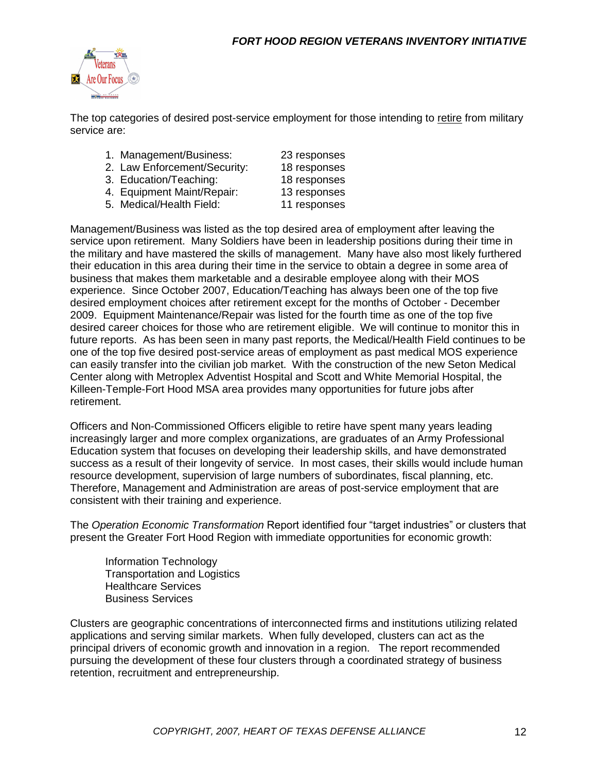The top categories of desired post-service employment for those intending to retire from military service are:

1. Management/Business: 23 responses
2. Law Enforcement/Security: 18 responses
3. Education/Teaching: 18 responses
4. Equipment Maint/Repair: 13 responses
5. Medical/Health Field: 11 responses

Management/Business was listed as the top desired area of employment after leaving the service upon retirement. Many Soldiers have been in leadership positions during their time in the military and have mastered the skills of management. Many have also most likely furthered their education in this area during their time in the service to obtain a degree in some area of business that makes them marketable and a desirable employee along with their MOS experience. Since October 2007, Education/Teaching has always been one of the top five desired employment choices after retirement except for the months of October - December 2009. Equipment Maintenance/Repair was listed for the fourth time as one of the top five desired career choices for those who are retirement eligible. We will continue to monitor this in future reports. As has been seen in many past reports, the Medical/Health Field continues to be one of the top five desired post-service areas of employment as past medical MOS experience can easily transfer into the civilian job market. With the construction of the new Seton Medical Center along with Metroplex Adventist Hospital and Scott and White Memorial Hospital, the Killeen-Temple-Fort Hood MSA area provides many opportunities for future jobs after retirement.

Officers and Non-Commissioned Officers eligible to retire have spent many years leading increasingly larger and more complex organizations, are graduates of an Army Professional Education system that focuses on developing their leadership skills, and have demonstrated success as a result of their longevity of service. In most cases, their skills would include human resource development, supervision of large numbers of subordinates, fiscal planning, etc. Therefore, Management and Administration are areas of post-service employment that are consistent with their training and experience.

The *Operation Economic Transformation* Report identified four "target industries" or clusters that present the Greater Fort Hood Region with immediate opportunities for economic growth:

Information Technology
Transportation and Logistics
Healthcare Services
Business Services

Clusters are geographic concentrations of interconnected firms and institutions utilizing related applications and serving similar markets. When fully developed, clusters can act as the principal drivers of economic growth and innovation in a region. The report recommended pursuing the development of these four clusters through a coordinated strategy of business retention, recruitment and entrepreneurship.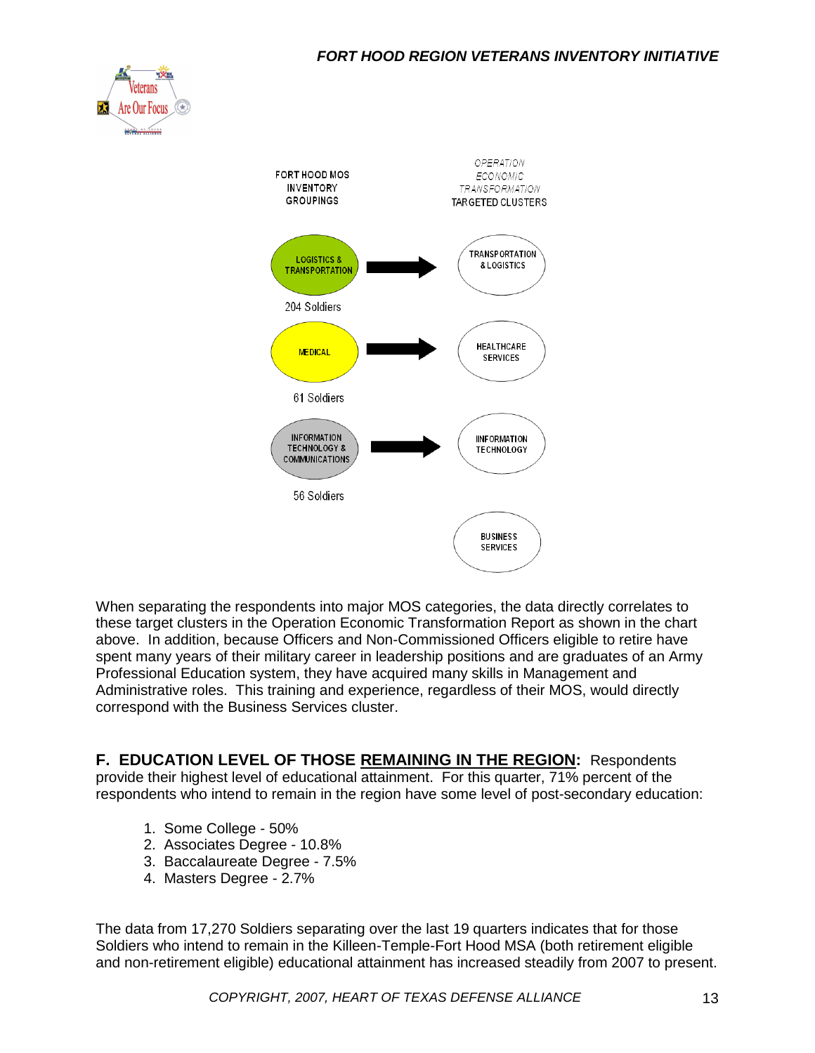| FORT HOOD MOS INVENTORY GROUPINGS | | OPERATION ECONOMIC TRANSFORMATION TARGETED CLUSTERS |
| --- | --- | --- |
| LOGISTICS & TRANSPORTATION (204 Soldiers) | → | TRANSPORTATION & LOGISTICS |
| MEDICAL (61 Soldiers) | → | HEALTHCARE SERVICES |
| INFORMATION TECHNOLOGY & COMMUNICATIONS (56 Soldiers) | → | INFORMATION TECHNOLOGY |
| | | BUSINESS SERVICES |

When separating the respondents into major MOS categories, the data directly correlates to these target clusters in the Operation Economic Transformation Report as shown in the chart above. In addition, because Officers and Non-Commissioned Officers eligible to retire have spent many years of their military career in leadership positions and are graduates of an Army Professional Education system, they have acquired many skills in Management and Administrative roles. This training and experience, regardless of their MOS, would directly correspond with the Business Services cluster.

**F. EDUCATION LEVEL OF THOSE REMAINING IN THE REGION:** Respondents provide their highest level of educational attainment. For this quarter, 71% percent of the respondents who intend to remain in the region have some level of post-secondary education:

1. Some College - 50%
2. Associates Degree - 10.8%
3. Baccalaureate Degree - 7.5%
4. Masters Degree - 2.7%

The data from 17,270 Soldiers separating over the last 19 quarters indicates that for those Soldiers who intend to remain in the Killeen-Temple-Fort Hood MSA (both retirement eligible and non-retirement eligible) educational attainment has increased steadily from 2007 to present.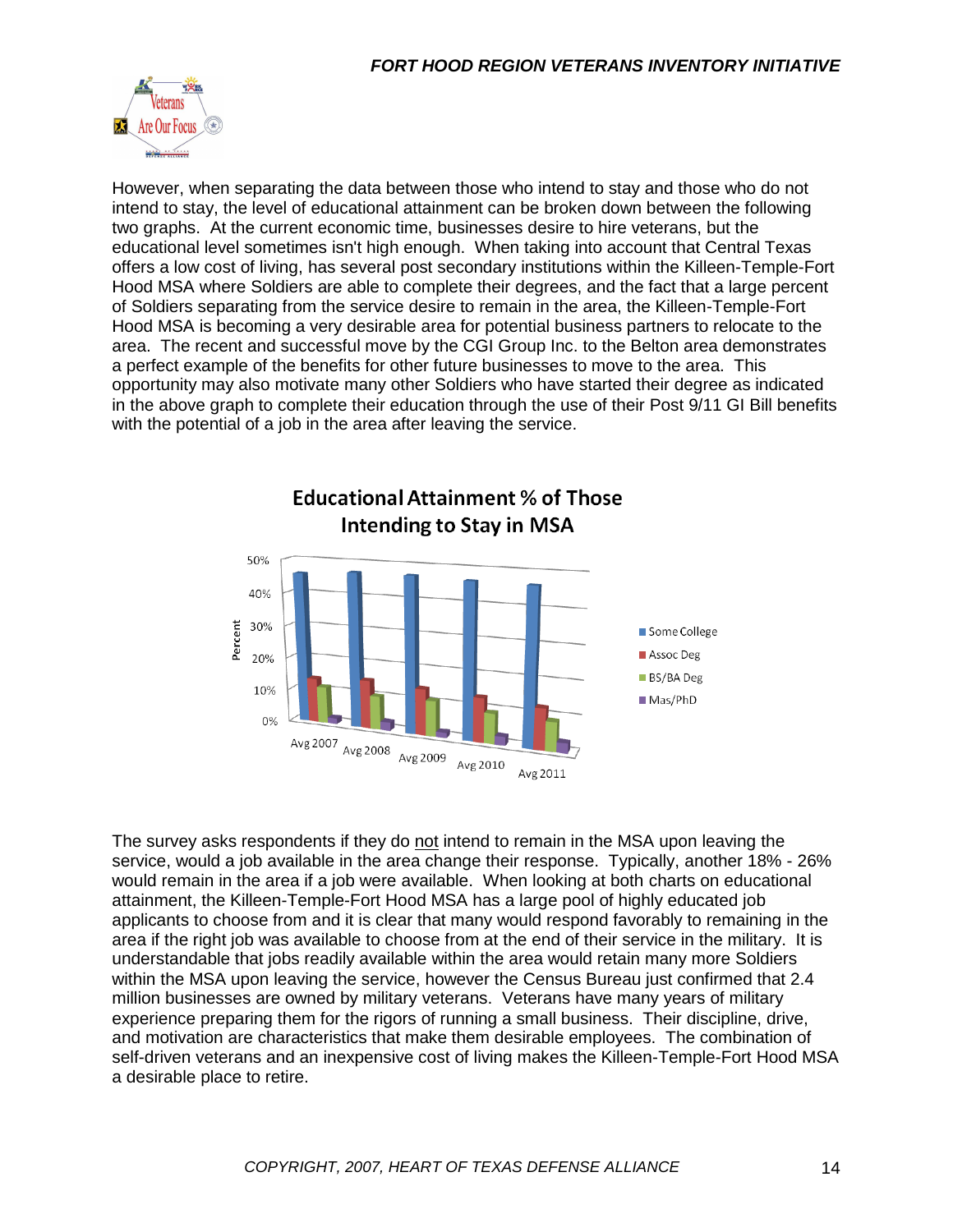However, when separating the data between those who intend to stay and those who do not intend to stay, the level of educational attainment can be broken down between the following two graphs. At the current economic time, businesses desire to hire veterans, but the educational level sometimes isn't high enough. When taking into account that Central Texas offers a low cost of living, has several post secondary institutions within the Killeen-Temple-Fort Hood MSA where Soldiers are able to complete their degrees, and the fact that a large percent of Soldiers separating from the service desire to remain in the area, the Killeen-Temple-Fort Hood MSA is becoming a very desirable area for potential business partners to relocate to the area. The recent and successful move by the CGI Group Inc. to the Belton area demonstrates a perfect example of the benefits for other future businesses to move to the area. This opportunity may also motivate many other Soldiers who have started their degree as indicated in the above graph to complete their education through the use of their Post 9/11 GI Bill benefits with the potential of a job in the area after leaving the service.

**Educational Attainment % of Those Intending to Stay in MSA**

(Chart: Percent by Avg 2007, Avg 2008, Avg 2009, Avg 2010, Avg 2011; series: Some College, Assoc Deg, BS/BA Deg, Mas/PhD)

The survey asks respondents if they do not intend to remain in the MSA upon leaving the service, would a job available in the area change their response. Typically, another 18% - 26% would remain in the area if a job were available. When looking at both charts on educational attainment, the Killeen-Temple-Fort Hood MSA has a large pool of highly educated job applicants to choose from and it is clear that many would respond favorably to remaining in the area if the right job was available to choose from at the end of their service in the military. It is understandable that jobs readily available within the area would retain many more Soldiers within the MSA upon leaving the service, however the Census Bureau just confirmed that 2.4 million businesses are owned by military veterans. Veterans have many years of military experience preparing them for the rigors of running a small business. Their discipline, drive, and motivation are characteristics that make them desirable employees. The combination of self-driven veterans and an inexpensive cost of living makes the Killeen-Temple-Fort Hood MSA a desirable place to retire.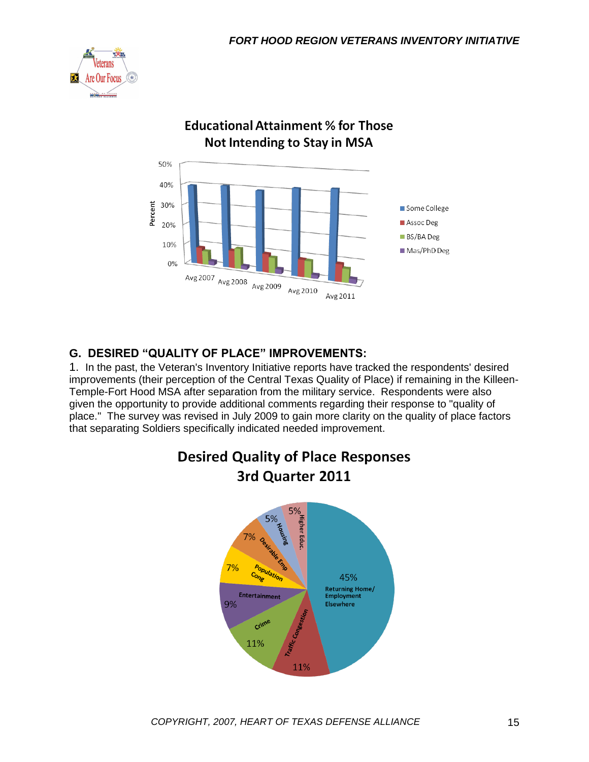**Educational Attainment % for Those Not Intending to Stay in MSA**

## G. DESIRED "QUALITY OF PLACE" IMPROVEMENTS:

1. In the past, the Veteran's Inventory Initiative reports have tracked the respondents' desired improvements (their perception of the Central Texas Quality of Place) if remaining in the Killeen-Temple-Fort Hood MSA after separation from the military service. Respondents were also given the opportunity to provide additional comments regarding their response to "quality of place." The survey was revised in July 2009 to gain more clarity on the quality of place factors that separating Soldiers specifically indicated needed improvement.

**Desired Quality of Place Responses 3rd Quarter 2011**

| Response | Percent |
|---|---|
| Returning Home/ Employment Elsewhere | 45% |
| Traffic Congestion | 11% |
| Crime | 11% |
| Entertainment | 9% |
| Population Cong | 7% |
| Desirable Emp | 7% |
| Housing | 5% |
| Higher Educ. | 5% |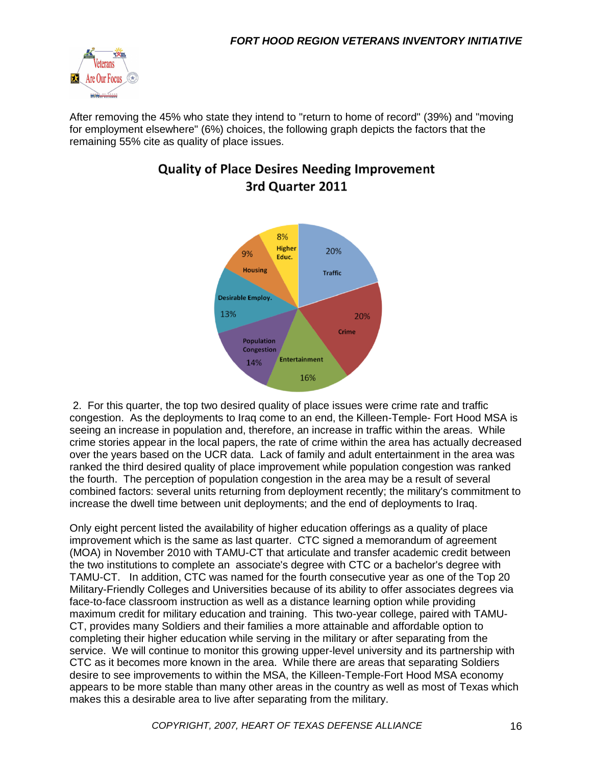After removing the 45% who state they intend to "return to home of record" (39%) and "moving for employment elsewhere" (6%) choices, the following graph depicts the factors that the remaining 55% cite as quality of place issues.

**Quality of Place Desires Needing Improvement**
**3rd Quarter 2011**

| Factor | Percent |
| --- | --- |
| Traffic | 20% |
| Crime | 20% |
| Entertainment | 16% |
| Population Congestion | 14% |
| Desirable Employ. | 13% |
| Housing | 9% |
| Higher Educ. | 8% |

2. For this quarter, the top two desired quality of place issues were crime rate and traffic congestion. As the deployments to Iraq come to an end, the Killeen-Temple- Fort Hood MSA is seeing an increase in population and, therefore, an increase in traffic within the areas. While crime stories appear in the local papers, the rate of crime within the area has actually decreased over the years based on the UCR data. Lack of family and adult entertainment in the area was ranked the third desired quality of place improvement while population congestion was ranked the fourth. The perception of population congestion in the area may be a result of several combined factors: several units returning from deployment recently; the military's commitment to increase the dwell time between unit deployments; and the end of deployments to Iraq.

Only eight percent listed the availability of higher education offerings as a quality of place improvement which is the same as last quarter. CTC signed a memorandum of agreement (MOA) in November 2010 with TAMU-CT that articulate and transfer academic credit between the two institutions to complete an associate's degree with CTC or a bachelor's degree with TAMU-CT. In addition, CTC was named for the fourth consecutive year as one of the Top 20 Military-Friendly Colleges and Universities because of its ability to offer associates degrees via face-to-face classroom instruction as well as a distance learning option while providing maximum credit for military education and training. This two-year college, paired with TAMU-CT, provides many Soldiers and their families a more attainable and affordable option to completing their higher education while serving in the military or after separating from the service. We will continue to monitor this growing upper-level university and its partnership with CTC as it becomes more known in the area. While there are areas that separating Soldiers desire to see improvements to within the MSA, the Killeen-Temple-Fort Hood MSA economy appears to be more stable than many other areas in the country as well as most of Texas which makes this a desirable area to live after separating from the military.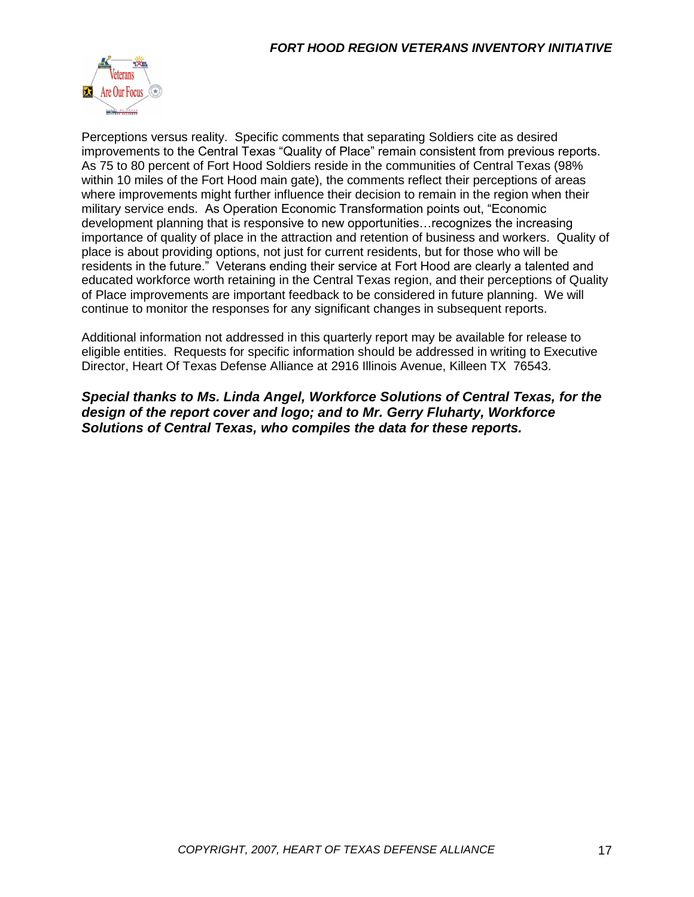Perceptions versus reality. Specific comments that separating Soldiers cite as desired improvements to the Central Texas "Quality of Place" remain consistent from previous reports. As 75 to 80 percent of Fort Hood Soldiers reside in the communities of Central Texas (98% within 10 miles of the Fort Hood main gate), the comments reflect their perceptions of areas where improvements might further influence their decision to remain in the region when their military service ends. As Operation Economic Transformation points out, "Economic development planning that is responsive to new opportunities…recognizes the increasing importance of quality of place in the attraction and retention of business and workers. Quality of place is about providing options, not just for current residents, but for those who will be residents in the future." Veterans ending their service at Fort Hood are clearly a talented and educated workforce worth retaining in the Central Texas region, and their perceptions of Quality of Place improvements are important feedback to be considered in future planning. We will continue to monitor the responses for any significant changes in subsequent reports.

Additional information not addressed in this quarterly report may be available for release to eligible entities. Requests for specific information should be addressed in writing to Executive Director, Heart Of Texas Defense Alliance at 2916 Illinois Avenue, Killeen TX 76543.

***Special thanks to Ms. Linda Angel, Workforce Solutions of Central Texas, for the design of the report cover and logo; and to Mr. Gerry Fluharty, Workforce Solutions of Central Texas, who compiles the data for these reports.***